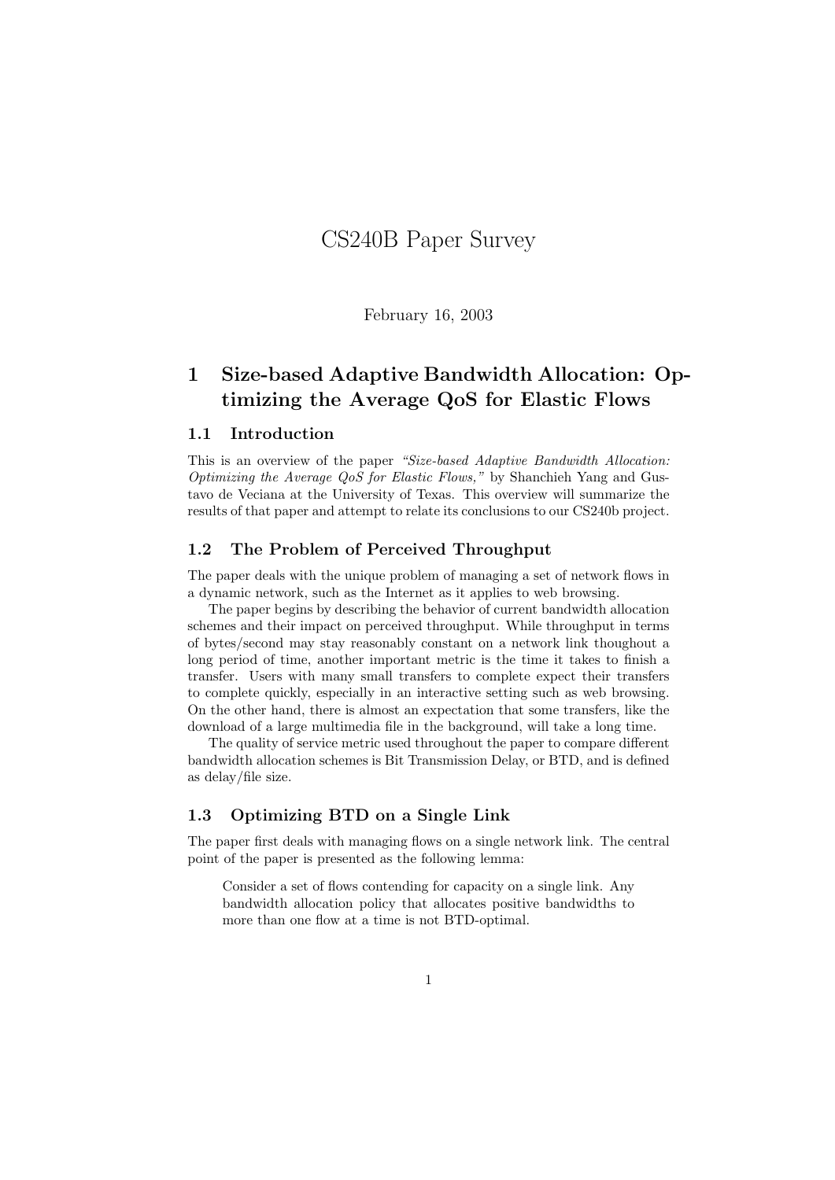# CS240B Paper Survey

February 16, 2003

## 1 Size-based Adaptive Bandwidth Allocation: Optimizing the Average QoS for Elastic Flows

### 1.1 Introduction

This is an overview of the paper *"Size-based Adaptive Bandwidth Allocation: Optimizing the Average QoS for Elastic Flows,"* by Shanchieh Yang and Gustavo de Veciana at the University of Texas. This overview will summarize the results of that paper and attempt to relate its conclusions to our CS240b project.

### 1.2 The Problem of Perceived Throughput

The paper deals with the unique problem of managing a set of network flows in a dynamic network, such as the Internet as it applies to web browsing.

The paper begins by describing the behavior of current bandwidth allocation schemes and their impact on perceived throughput. While throughput in terms of bytes/second may stay reasonably constant on a network link thoughout a long period of time, another important metric is the time it takes to finish a transfer. Users with many small transfers to complete expect their transfers to complete quickly, especially in an interactive setting such as web browsing. On the other hand, there is almost an expectation that some transfers, like the download of a large multimedia file in the background, will take a long time.

The quality of service metric used throughout the paper to compare different bandwidth allocation schemes is Bit Transmission Delay, or BTD, and is defined as delay/file size.

### 1.3 Optimizing BTD on a Single Link

The paper first deals with managing flows on a single network link. The central point of the paper is presented as the following lemma:

> Consider a set of flows contending for capacity on a single link. Any bandwidth allocation policy that allocates positive bandwidths to more than one flow at a time is not BTD-optimal.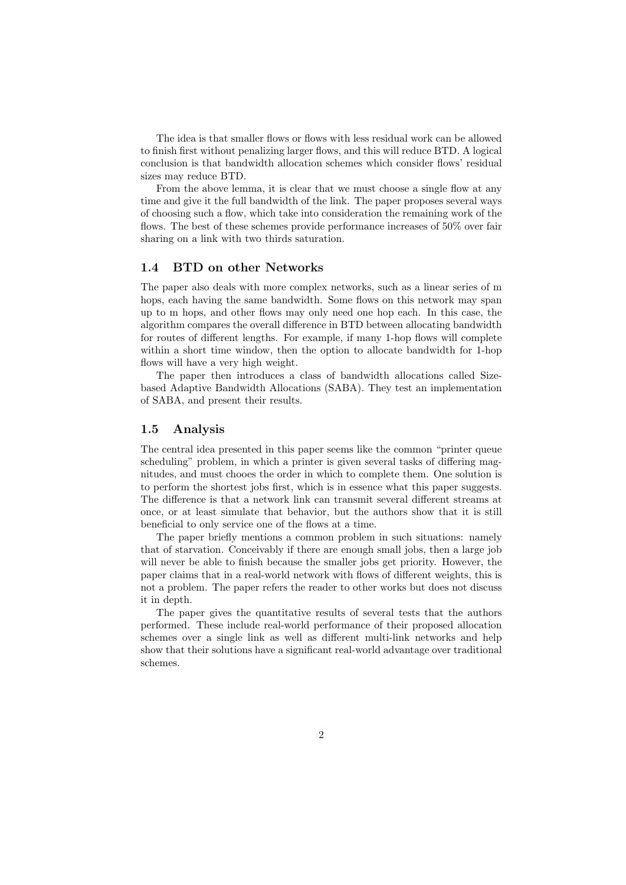The idea is that smaller flows or flows with less residual work can be allowed to finish first without penalizing larger flows, and this will reduce BTD. A logical conclusion is that bandwidth allocation schemes which consider flows' residual sizes may reduce BTD.

From the above lemma, it is clear that we must choose a single flow at any time and give it the full bandwidth of the link. The paper proposes several ways of choosing such a flow, which take into consideration the remaining work of the flows. The best of these schemes provide performance increases of 50% over fair sharing on a link with two thirds saturation.

### 1.4 BTD on other Networks

The paper also deals with more complex networks, such as a linear series of m hops, each having the same bandwidth. Some flows on this network may span up to m hops, and other flows may only need one hop each. In this case, the algorithm compares the overall difference in BTD between allocating bandwidth for routes of different lengths. For example, if many 1-hop flows will complete within a short time window, then the option to allocate bandwidth for 1-hop flows will have a very high weight.

The paper then introduces a class of bandwidth allocations called Size-based Adaptive Bandwidth Allocations (SABA). They test an implementation of SABA, and present their results.

### 1.5 Analysis

The central idea presented in this paper seems like the common "printer queue scheduling" problem, in which a printer is given several tasks of differing magnitudes, and must chooes the order in which to complete them. One solution is to perform the shortest jobs first, which is in essence what this paper suggests. The difference is that a network link can transmit several different streams at once, or at least simulate that behavior, but the authors show that it is still beneficial to only service one of the flows at a time.

The paper briefly mentions a common problem in such situations: namely that of starvation. Conceivably if there are enough small jobs, then a large job will never be able to finish because the smaller jobs get priority. However, the paper claims that in a real-world network with flows of different weights, this is not a problem. The paper refers the reader to other works but does not discuss it in depth.

The paper gives the quantitative results of several tests that the authors performed. These include real-world performance of their proposed allocation schemes over a single link as well as different multi-link networks and help show that their solutions have a significant real-world advantage over traditional schemes.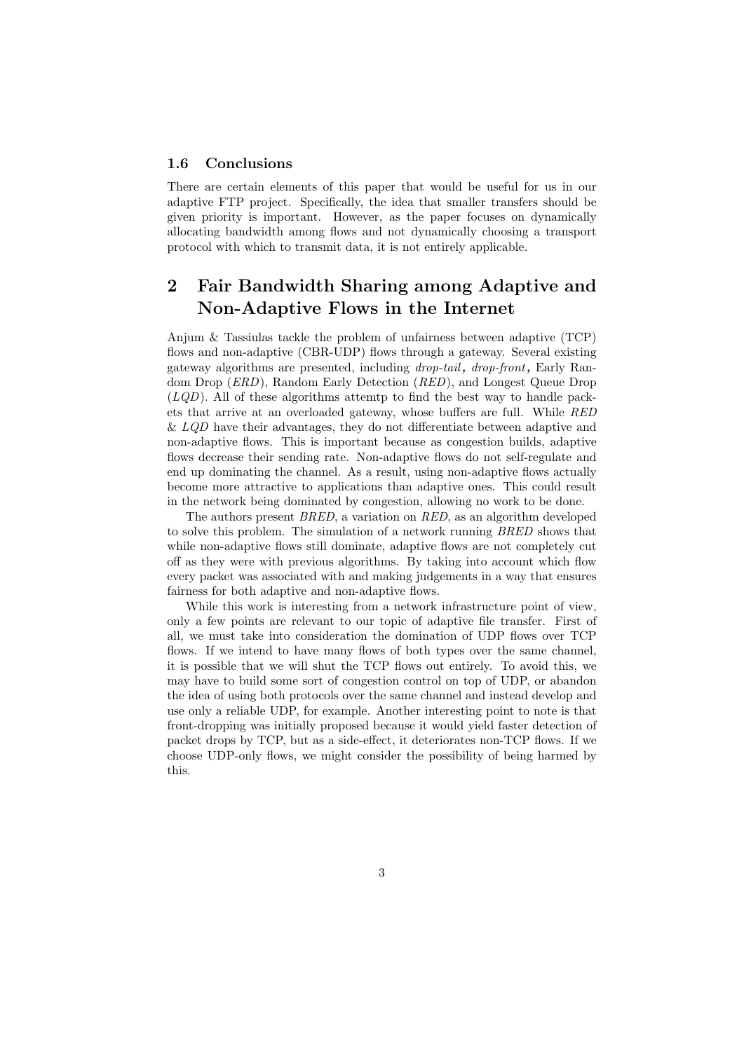### 1.6 Conclusions

There are certain elements of this paper that would be useful for us in our adaptive FTP project. Specifically, the idea that smaller transfers should be given priority is important. However, as the paper focuses on dynamically allocating bandwidth among flows and not dynamically choosing a transport protocol with which to transmit data, it is not entirely applicable.

## 2 Fair Bandwidth Sharing among Adaptive and Non-Adaptive Flows in the Internet

Anjum & Tassiulas tackle the problem of unfairness between adaptive (TCP) flows and non-adaptive (CBR-UDP) flows through a gateway. Several existing gateway algorithms are presented, including *drop-tail*, *drop-front*, Early Random Drop (*ERD*), Random Early Detection (*RED*), and Longest Queue Drop (*LQD*). All of these algorithms attemtp to find the best way to handle packets that arrive at an overloaded gateway, whose buffers are full. While *RED* & *LQD* have their advantages, they do not differentiate between adaptive and non-adaptive flows. This is important because as congestion builds, adaptive flows decrease their sending rate. Non-adaptive flows do not self-regulate and end up dominating the channel. As a result, using non-adaptive flows actually become more attractive to applications than adaptive ones. This could result in the network being dominated by congestion, allowing no work to be done.

The authors present *BRED*, a variation on *RED*, as an algorithm developed to solve this problem. The simulation of a network running *BRED* shows that while non-adaptive flows still dominate, adaptive flows are not completely cut off as they were with previous algorithms. By taking into account which flow every packet was associated with and making judgements in a way that ensures fairness for both adaptive and non-adaptive flows.

While this work is interesting from a network infrastructure point of view, only a few points are relevant to our topic of adaptive file transfer. First of all, we must take into consideration the domination of UDP flows over TCP flows. If we intend to have many flows of both types over the same channel, it is possible that we will shut the TCP flows out entirely. To avoid this, we may have to build some sort of congestion control on top of UDP, or abandon the idea of using both protocols over the same channel and instead develop and use only a reliable UDP, for example. Another interesting point to note is that front-dropping was initially proposed because it would yield faster detection of packet drops by TCP, but as a side-effect, it deteriorates non-TCP flows. If we choose UDP-only flows, we might consider the possibility of being harmed by this.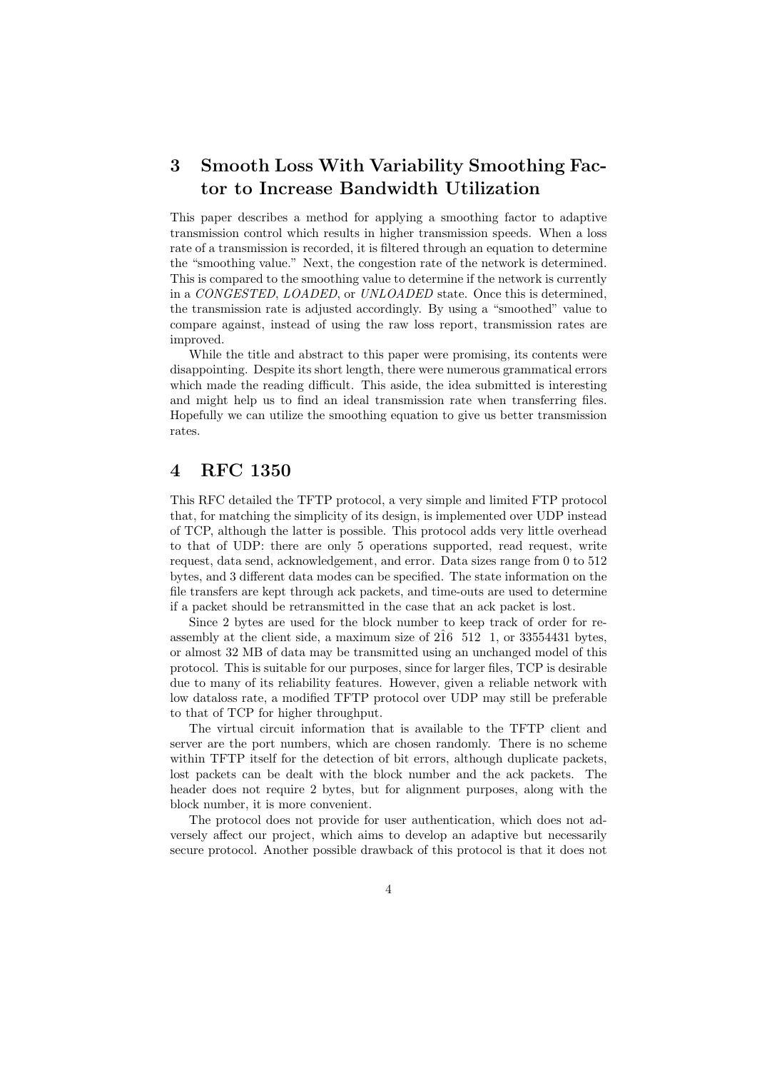## 3 Smooth Loss With Variability Smoothing Factor to Increase Bandwidth Utilization

This paper describes a method for applying a smoothing factor to adaptive transmission control which results in higher transmission speeds. When a loss rate of a transmission is recorded, it is filtered through an equation to determine the "smoothing value." Next, the congestion rate of the network is determined. This is compared to the smoothing value to determine if the network is currently in a *CONGESTED*, *LOADED*, or *UNLOADED* state. Once this is determined, the transmission rate is adjusted accordingly. By using a "smoothed" value to compare against, instead of using the raw loss report, transmission rates are improved.

While the title and abstract to this paper were promising, its contents were disappointing. Despite its short length, there were numerous grammatical errors which made the reading difficult. This aside, the idea submitted is interesting and might help us to find an ideal transmission rate when transferring files. Hopefully we can utilize the smoothing equation to give us better transmission rates.

## 4 RFC 1350

This RFC detailed the TFTP protocol, a very simple and limited FTP protocol that, for matching the simplicity of its design, is implemented over UDP instead of TCP, although the latter is possible. This protocol adds very little overhead to that of UDP: there are only 5 operations supported, read request, write request, data send, acknowledgement, and error. Data sizes range from 0 to 512 bytes, and 3 different data modes can be specified. The state information on the file transfers are kept through ack packets, and time-outs are used to determine if a packet should be retransmitted in the case that an ack packet is lost.

Since 2 bytes are used for the block number to keep track of order for reassembly at the client side, a maximum size of 2î6 512 1, or 33554431 bytes, or almost 32 MB of data may be transmitted using an unchanged model of this protocol. This is suitable for our purposes, since for larger files, TCP is desirable due to many of its reliability features. However, given a reliable network with low dataloss rate, a modified TFTP protocol over UDP may still be preferable to that of TCP for higher throughput.

The virtual circuit information that is available to the TFTP client and server are the port numbers, which are chosen randomly. There is no scheme within TFTP itself for the detection of bit errors, although duplicate packets, lost packets can be dealt with the block number and the ack packets. The header does not require 2 bytes, but for alignment purposes, along with the block number, it is more convenient.

The protocol does not provide for user authentication, which does not adversely affect our project, which aims to develop an adaptive but necessarily secure protocol. Another possible drawback of this protocol is that it does not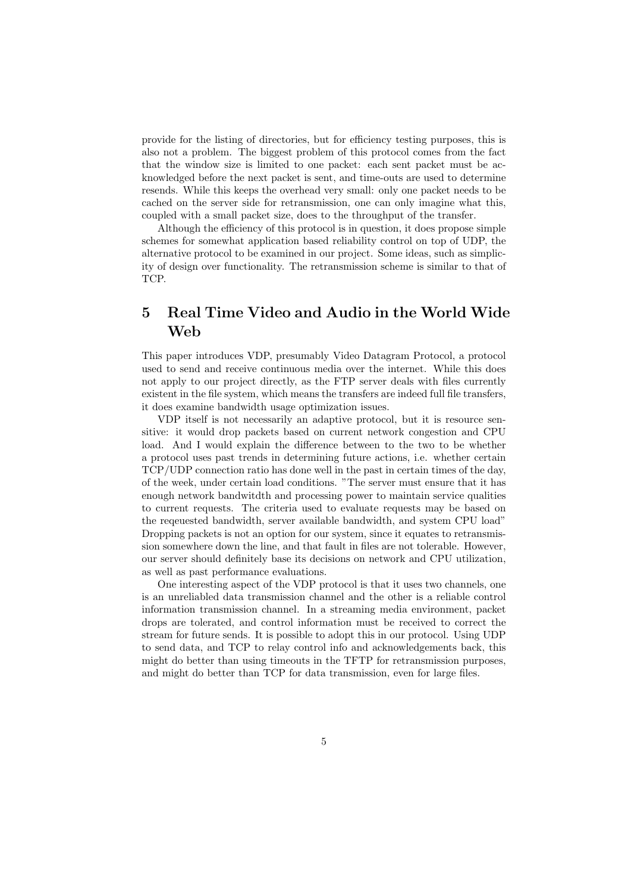provide for the listing of directories, but for efficiency testing purposes, this is also not a problem. The biggest problem of this protocol comes from the fact that the window size is limited to one packet: each sent packet must be acknowledged before the next packet is sent, and time-outs are used to determine resends. While this keeps the overhead very small: only one packet needs to be cached on the server side for retransmission, one can only imagine what this, coupled with a small packet size, does to the throughput of the transfer.

Although the efficiency of this protocol is in question, it does propose simple schemes for somewhat application based reliability control on top of UDP, the alternative protocol to be examined in our project. Some ideas, such as simplicity of design over functionality. The retransmission scheme is similar to that of TCP.

# 5 Real Time Video and Audio in the World Wide Web

This paper introduces VDP, presumably Video Datagram Protocol, a protocol used to send and receive continuous media over the internet. While this does not apply to our project directly, as the FTP server deals with files currently existent in the file system, which means the transfers are indeed full file transfers, it does examine bandwidth usage optimization issues.

VDP itself is not necessarily an adaptive protocol, but it is resource sensitive: it would drop packets based on current network congestion and CPU load. And I would explain the difference between to the two to be whether a protocol uses past trends in determining future actions, i.e. whether certain TCP/UDP connection ratio has done well in the past in certain times of the day, of the week, under certain load conditions. "The server must ensure that it has enough network bandwitdth and processing power to maintain service qualities to current requests. The criteria used to evaluate requests may be based on the reqeuested bandwidth, server available bandwidth, and system CPU load" Dropping packets is not an option for our system, since it equates to retransmission somewhere down the line, and that fault in files are not tolerable. However, our server should definitely base its decisions on network and CPU utilization, as well as past performance evaluations.

One interesting aspect of the VDP protocol is that it uses two channels, one is an unreliabled data transmission channel and the other is a reliable control information transmission channel. In a streaming media environment, packet drops are tolerated, and control information must be received to correct the stream for future sends. It is possible to adopt this in our protocol. Using UDP to send data, and TCP to relay control info and acknowledgements back, this might do better than using timeouts in the TFTP for retransmission purposes, and might do better than TCP for data transmission, even for large files.